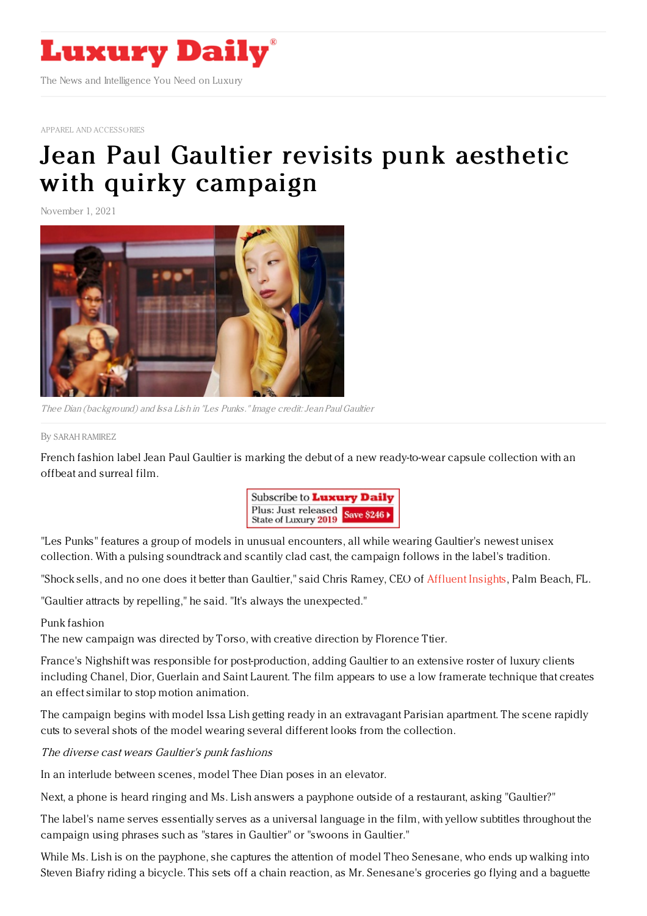# Luxury Daily

The News and Intelligence You Need on Luxury

APPAREL AND ACCESSORIES

# Jean Paul Gaultier revisits punk aesthetic with quirky campaign

November 1, 2021

*Thee Dian (background) and Issa Lish in "Les Punks." Image credit: Jean Paul Gaultier*

By SARAH RAMIREZ

French fashion label Jean Paul Gaultier is marking the debut of a new ready-to-wear capsule collection with an offbeat and surreal film.

"Les Punks" features a group of models in unusual encounters, all while wearing Gaultier's newest unisex collection. With a pulsing soundtrack and scantily clad cast, the campaign follows in the label's tradition.

"Shock sells, and no one does it better than Gaultier," said Chris Ramey, CEO of Affluent Insights, Palm Beach, FL.

"Gaultier attracts by repelling," he said. "It's always the unexpected."

Punk fashion

The new campaign was directed by Torso, with creative direction by Florence Tier.

France's Nighshift was responsible for post-production, adding Gaultier to an extensive roster of luxury clients including Chanel, Dior, Guerlain and Saint Laurent. The film appears to use a low framerate technique that creates an effect similar to stop motion animation.

The campaign begins with model Issa Lish getting ready in an extravagant Parisian apartment. The scene rapidly cuts to several shots of the model wearing several different looks from the collection.

*The diverse cast wears Gaultier's punk fashions*

In an interlude between scenes, model Thee Dian poses in an elevator.

Next, a phone is heard ringing and Ms. Lish answers a payphone outside of a restaurant, asking "Gaultier?"

The label's name serves essentially serves as a universal language in the film, with yellow subtitles throughout the campaign using phrases such as "stares in Gaultier" or "swoons in Gaultier."

While Ms. Lish is on the payphone, she captures the attention of model Theo Senesane, who ends up walking into Steven Biafry riding a bicycle. This sets off a chain reaction, as Mr. Senesane's groceries go flying and a baguette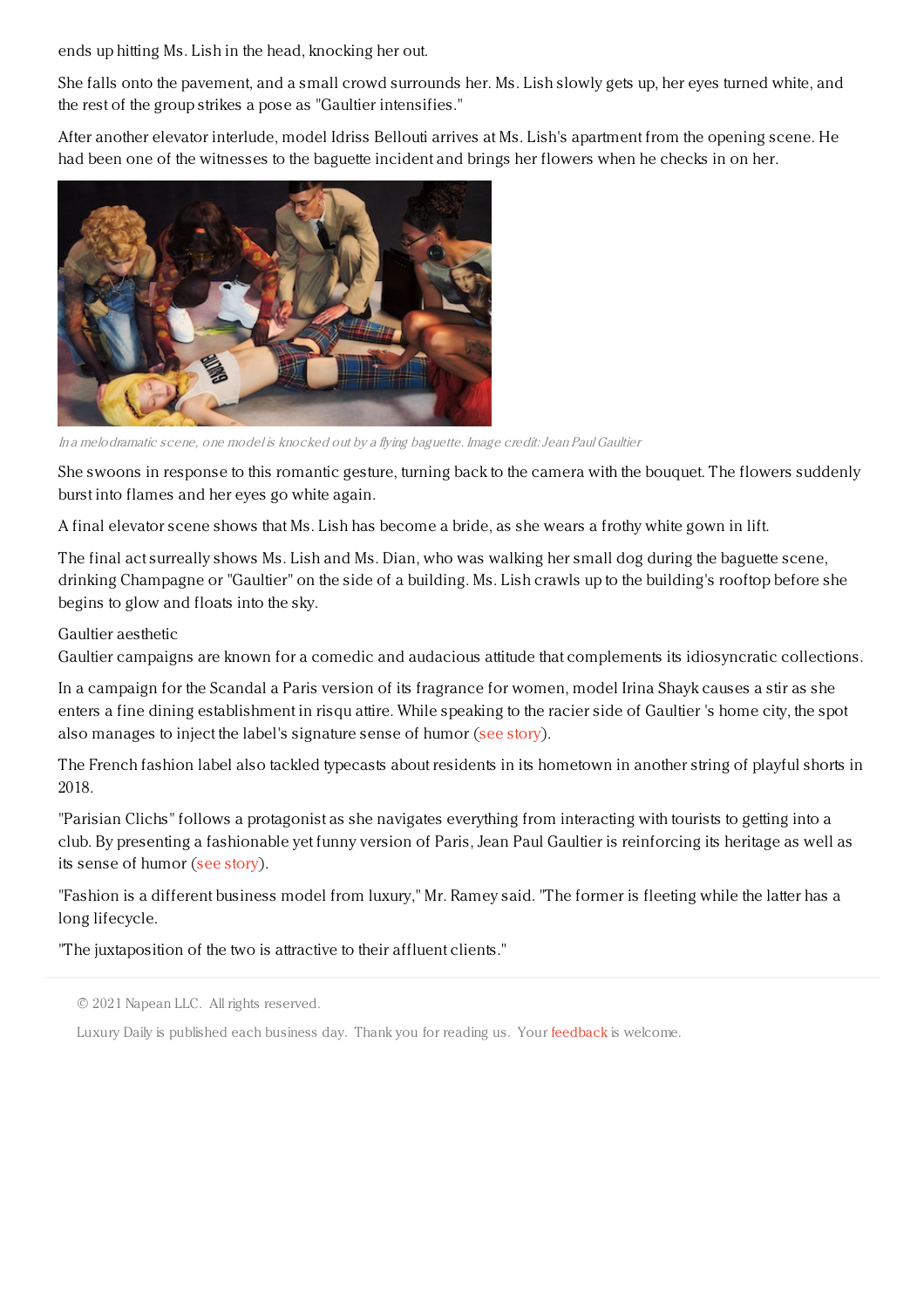ends up hitting Ms. Lish in the head, knocking her out.

She falls onto the pavement, and a small crowd surrounds her. Ms. Lish slowly gets up, her eyes turned white, and the rest of the group strikes a pose as "Gaultier intensifies."

After another elevator interlude, model Idriss Bellouti arrives at Ms. Lish's apartment from the opening scene. He had been one of the witnesses to the baguette incident and brings her flowers when he checks in on her.

*In a melodramatic scene, one model is knocked out by a flying baguette. Image credit: Jean Paul Gaultier*

She swoons in response to this romantic gesture, turning back to the camera with the bouquet. The flowers suddenly burst into flames and her eyes go white again.

A final elevator scene shows that Ms. Lish has become a bride, as she wears a frothy white gown in lift.

The final act surreally shows Ms. Lish and Ms. Dian, who was walking her small dog during the baguette scene, drinking Champagne or "Gaultier" on the side of a building. Ms. Lish crawls up to the building's rooftop before she begins to glow and floats into the sky.

Gaultier aesthetic

Gaultier campaigns are known for a comedic and audacious attitude that complements its idiosyncratic collections.

In a campaign for the Scandal a Paris version of its fragrance for women, model Irina Shayk causes a stir as she enters a fine dining establishment in risqu attire. While speaking to the racier side of Gaultier 's home city, the spot also manages to inject the label's signature sense of humor (see story).

The French fashion label also tackled typecasts about residents in its hometown in another string of playful shorts in 2018.

"Parisian Clichs" follows a protagonist as she navigates everything from interacting with tourists to getting into a club. By presenting a fashionable yet funny version of Paris, Jean Paul Gaultier is reinforcing its heritage as well as its sense of humor (see story).

"Fashion is a different business model from luxury," Mr. Ramey said. "The former is fleeting while the latter has a long lifecycle.

"The juxtaposition of the two is attractive to their affluent clients."

© 2021 Napean LLC. All rights reserved.

Luxury Daily is published each business day. Thank you for reading us. Your feedback is welcome.